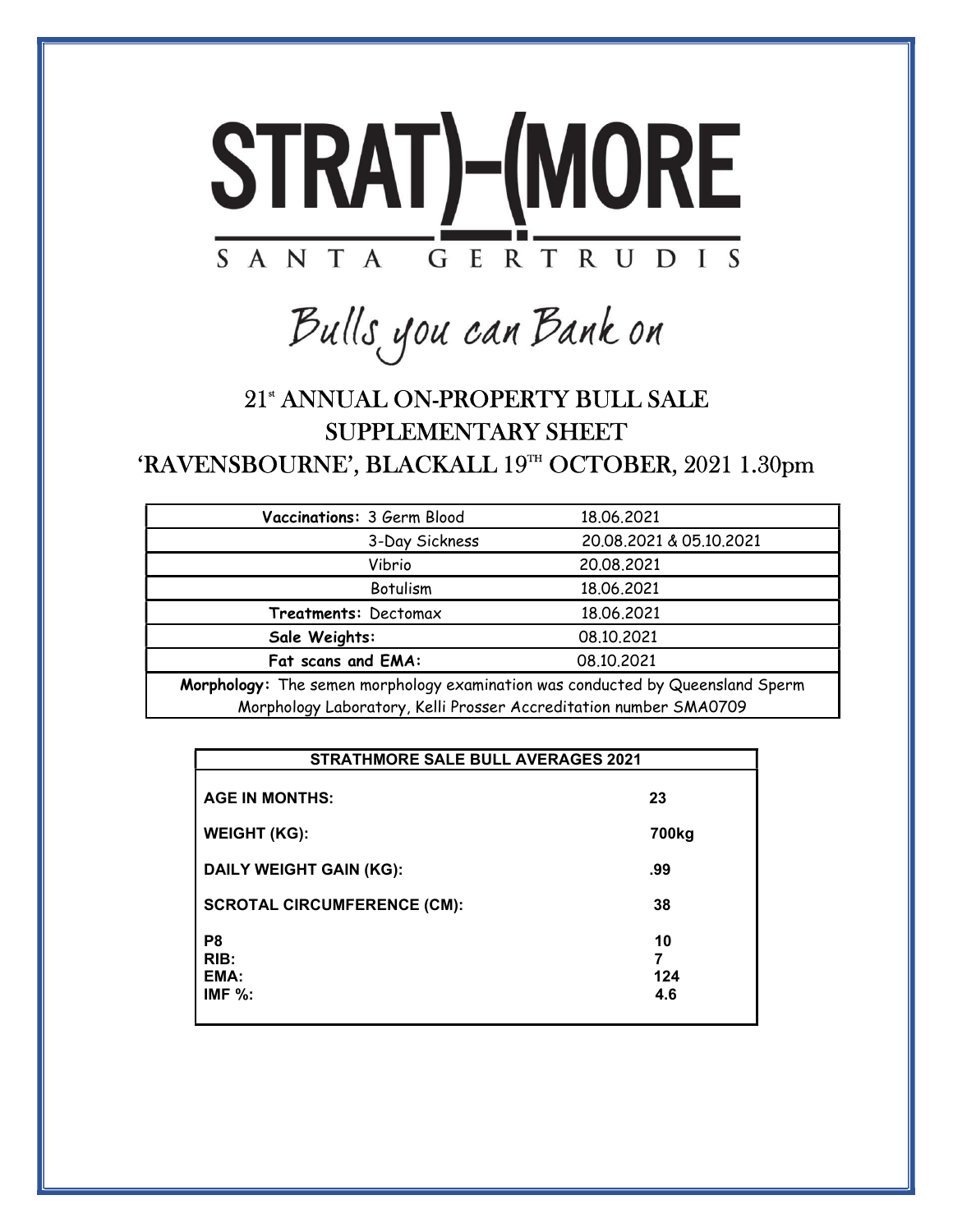# STRAT)-(MORE

SANTA GERTRUDIS

*Bulls you can Bank on*

## 21st ANNUAL ON-PROPERTY BULL SALE
## SUPPLEMENTARY SHEET
## 'RAVENSBOURNE', BLACKALL 19TH OCTOBER, 2021 1.30pm

| | |
|---|---|
| **Vaccinations:** 3 Germ Blood | 18.06.2021 |
| 3-Day Sickness | 20.08.2021 & 05.10.2021 |
| Vibrio | 20.08.2021 |
| Botulism | 18.06.2021 |
| **Treatments:** Dectomax | 18.06.2021 |
| **Sale Weights:** | 08.10.2021 |
| **Fat scans and EMA:** | 08.10.2021 |
| **Morphology:** The semen morphology examination was conducted by Queensland Sperm Morphology Laboratory, Kelli Prosser Accreditation number SMA0709 | |

| STRATHMORE SALE BULL AVERAGES 2021 | |
|---|---|
| **AGE IN MONTHS:** | **23** |
| **WEIGHT (KG):** | **700kg** |
| **DAILY WEIGHT GAIN (KG):** | **.99** |
| **SCROTAL CIRCUMFERENCE (CM):** | **38** |
| **P8** | **10** |
| **RIB:** | **7** |
| **EMA:** | **124** |
| **IMF %:** | **4.6** |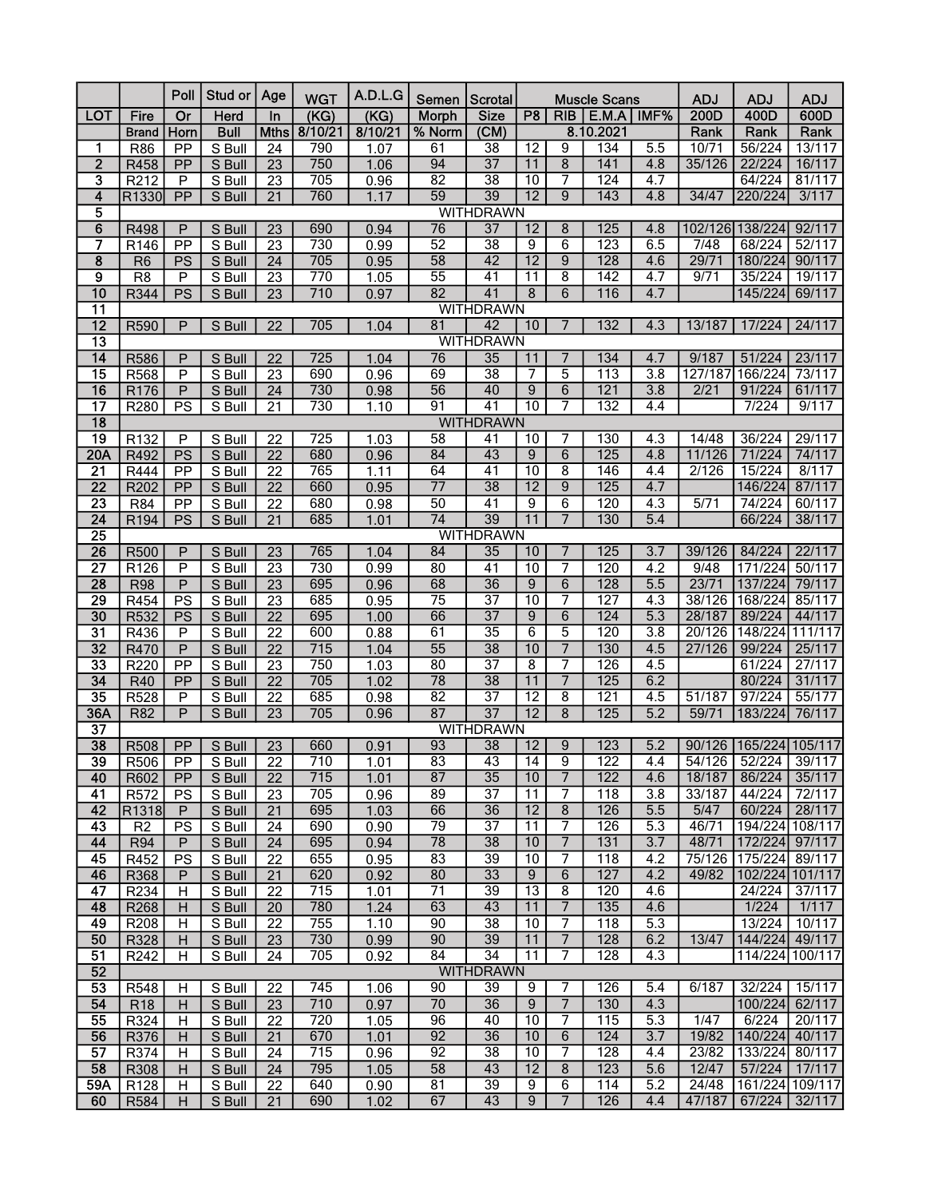| LOT | Fire Brand | Poll Or Horn | Stud or Herd Bull | Age In Mths | WGT (KG) 8/10/21 | A.D.L.G (KG) 8/10/21 | Semen Morph % Norm | Scrotal Size (CM) | Muscle Scans 8.10.2021 P8 | RIB | E.M.A | IMF% | ADJ 200D Rank | ADJ 400D Rank | ADJ 600D Rank |
|---|---|---|---|---|---|---|---|---|---|---|---|---|---|---|---|
| 1 | R86 | PP | S Bull | 24 | 790 | 1.07 | 61 | 38 | 12 | 9 | 134 | 5.5 | 10/71 | 56/224 | 13/117 |
| 2 | R458 | PP | S Bull | 23 | 750 | 1.06 | 94 | 37 | 11 | 8 | 141 | 4.8 | 35/126 | 22/224 | 16/117 |
| 3 | R212 | P | S Bull | 23 | 705 | 0.96 | 82 | 38 | 10 | 7 | 124 | 4.7 | | 64/224 | 81/117 |
| 4 | R1330 | PP | S Bull | 21 | 760 | 1.17 | 59 | 39 | 12 | 9 | 143 | 4.8 | 34/47 | 220/224 | 3/117 |
| 5 | WITHDRAWN | | | | | | | | | | | | | | |
| 6 | R498 | P | S Bull | 23 | 690 | 0.94 | 76 | 37 | 12 | 8 | 125 | 4.8 | 102/126 | 138/224 | 92/117 |
| 7 | R146 | PP | S Bull | 23 | 730 | 0.99 | 52 | 38 | 9 | 6 | 123 | 6.5 | 7/48 | 68/224 | 52/117 |
| 8 | R6 | PS | S Bull | 24 | 705 | 0.95 | 58 | 42 | 12 | 9 | 128 | 4.6 | 29/71 | 180/224 | 90/117 |
| 9 | R8 | P | S Bull | 23 | 770 | 1.05 | 55 | 41 | 11 | 8 | 142 | 4.7 | 9/71 | 35/224 | 19/117 |
| 10 | R344 | PS | S Bull | 23 | 710 | 0.97 | 82 | 41 | 8 | 6 | 116 | 4.7 | | 145/224 | 69/117 |
| 11 | WITHDRAWN | | | | | | | | | | | | | | |
| 12 | R590 | P | S Bull | 22 | 705 | 1.04 | 81 | 42 | 10 | 7 | 132 | 4.3 | 13/187 | 17/224 | 24/117 |
| 13 | WITHDRAWN | | | | | | | | | | | | | | |
| 14 | R586 | P | S Bull | 22 | 725 | 1.04 | 76 | 35 | 11 | 7 | 134 | 4.7 | 9/187 | 51/224 | 23/117 |
| 15 | R568 | P | S Bull | 23 | 690 | 0.96 | 69 | 38 | 7 | 5 | 113 | 3.8 | 127/187 | 166/224 | 73/117 |
| 16 | R176 | P | S Bull | 24 | 730 | 0.98 | 56 | 40 | 9 | 6 | 121 | 3.8 | 2/21 | 91/224 | 61/117 |
| 17 | R280 | PS | S Bull | 21 | 730 | 1.10 | 91 | 41 | 10 | 7 | 132 | 4.4 | | 7/224 | 9/117 |
| 18 | WITHDRAWN | | | | | | | | | | | | | | |
| 19 | R132 | P | S Bull | 22 | 725 | 1.03 | 58 | 41 | 10 | 7 | 130 | 4.3 | 14/48 | 36/224 | 29/117 |
| 20A | R492 | PS | S Bull | 22 | 680 | 0.96 | 84 | 43 | 9 | 6 | 125 | 4.8 | 11/126 | 71/224 | 74/117 |
| 21 | R444 | PP | S Bull | 22 | 765 | 1.11 | 64 | 41 | 10 | 8 | 146 | 4.4 | 2/126 | 15/224 | 8/117 |
| 22 | R202 | PP | S Bull | 22 | 660 | 0.95 | 77 | 38 | 12 | 9 | 125 | 4.7 | | 146/224 | 87/117 |
| 23 | R84 | PP | S Bull | 22 | 680 | 0.98 | 50 | 41 | 9 | 6 | 120 | 4.3 | 5/71 | 74/224 | 60/117 |
| 24 | R194 | PS | S Bull | 21 | 685 | 1.01 | 74 | 39 | 11 | 7 | 130 | 5.4 | | 66/224 | 38/117 |
| 25 | WITHDRAWN | | | | | | | | | | | | | | |
| 26 | R500 | P | S Bull | 23 | 765 | 1.04 | 84 | 35 | 10 | 7 | 125 | 3.7 | 39/126 | 84/224 | 22/117 |
| 27 | R126 | P | S Bull | 23 | 730 | 0.99 | 80 | 41 | 10 | 7 | 120 | 4.2 | 9/48 | 171/224 | 50/117 |
| 28 | R98 | P | S Bull | 23 | 695 | 0.96 | 68 | 36 | 9 | 6 | 128 | 5.5 | 23/71 | 137/224 | 79/117 |
| 29 | R454 | PS | S Bull | 23 | 685 | 0.95 | 75 | 37 | 10 | 7 | 127 | 4.3 | 38/126 | 168/224 | 85/117 |
| 30 | R532 | PS | S Bull | 22 | 695 | 1.00 | 66 | 37 | 9 | 6 | 124 | 5.3 | 28/187 | 89/224 | 44/117 |
| 31 | R436 | P | S Bull | 22 | 600 | 0.88 | 61 | 35 | 6 | 5 | 120 | 3.8 | 20/126 | 148/224 | 111/117 |
| 32 | R470 | P | S Bull | 22 | 715 | 1.04 | 55 | 38 | 10 | 7 | 130 | 4.5 | 27/126 | 99/224 | 25/117 |
| 33 | R220 | PP | S Bull | 23 | 750 | 1.03 | 80 | 37 | 8 | 7 | 126 | 4.5 | | 61/224 | 27/117 |
| 34 | R40 | PP | S Bull | 22 | 705 | 1.02 | 78 | 38 | 11 | 7 | 125 | 6.2 | | 80/224 | 31/117 |
| 35 | R528 | P | S Bull | 22 | 685 | 0.98 | 82 | 37 | 12 | 8 | 121 | 4.5 | 51/187 | 97/224 | 55/177 |
| 36A | R82 | P | S Bull | 23 | 705 | 0.96 | 87 | 37 | 12 | 8 | 125 | 5.2 | 59/71 | 183/224 | 76/117 |
| 37 | WITHDRAWN | | | | | | | | | | | | | | |
| 38 | R508 | PP | S Bull | 23 | 660 | 0.91 | 93 | 38 | 12 | 9 | 123 | 5.2 | 90/126 | 165/224 | 105/117 |
| 39 | R506 | PP | S Bull | 22 | 710 | 1.01 | 83 | 43 | 14 | 9 | 122 | 4.4 | 54/126 | 52/224 | 39/117 |
| 40 | R602 | PP | S Bull | 22 | 715 | 1.01 | 87 | 35 | 10 | 7 | 122 | 4.6 | 18/187 | 86/224 | 35/117 |
| 41 | R572 | PS | S Bull | 23 | 705 | 0.96 | 89 | 37 | 11 | 7 | 118 | 3.8 | 33/187 | 44/224 | 72/117 |
| 42 | R1318 | P | S Bull | 21 | 695 | 1.03 | 66 | 36 | 12 | 8 | 126 | 5.5 | 5/47 | 60/224 | 28/117 |
| 43 | R2 | PS | S Bull | 24 | 690 | 0.90 | 79 | 37 | 11 | 7 | 126 | 5.3 | 46/71 | 194/224 | 108/117 |
| 44 | R94 | P | S Bull | 24 | 695 | 0.94 | 78 | 38 | 10 | 7 | 131 | 3.7 | 48/71 | 172/224 | 97/117 |
| 45 | R452 | PS | S Bull | 22 | 655 | 0.95 | 83 | 39 | 10 | 7 | 118 | 4.2 | 75/126 | 175/224 | 89/117 |
| 46 | R368 | P | S Bull | 21 | 620 | 0.92 | 80 | 33 | 9 | 6 | 127 | 4.2 | 49/82 | 102/224 | 101/117 |
| 47 | R234 | H | S Bull | 22 | 715 | 1.01 | 71 | 39 | 13 | 8 | 120 | 4.6 | | 24/224 | 37/117 |
| 48 | R268 | H | S Bull | 20 | 780 | 1.24 | 63 | 43 | 11 | 7 | 135 | 4.6 | | 1/224 | 1/117 |
| 49 | R208 | H | S Bull | 22 | 755 | 1.10 | 90 | 38 | 10 | 7 | 118 | 5.3 | | 13/224 | 10/117 |
| 50 | R328 | H | S Bull | 23 | 730 | 0.99 | 90 | 39 | 11 | 7 | 128 | 6.2 | 13/47 | 144/224 | 49/117 |
| 51 | R242 | H | S Bull | 24 | 705 | 0.92 | 84 | 34 | 11 | 7 | 128 | 4.3 | | 114/224 | 100/117 |
| 52 | WITHDRAWN | | | | | | | | | | | | | | |
| 53 | R548 | H | S Bull | 22 | 745 | 1.06 | 90 | 39 | 9 | 7 | 126 | 5.4 | 6/187 | 32/224 | 15/117 |
| 54 | R18 | H | S Bull | 23 | 710 | 0.97 | 70 | 36 | 9 | 7 | 130 | 4.3 | | 100/224 | 62/117 |
| 55 | R324 | H | S Bull | 22 | 720 | 1.05 | 96 | 40 | 10 | 7 | 115 | 5.3 | 1/47 | 6/224 | 20/117 |
| 56 | R376 | H | S Bull | 21 | 670 | 1.01 | 92 | 36 | 10 | 6 | 124 | 3.7 | 19/82 | 140/224 | 40/117 |
| 57 | R374 | H | S Bull | 24 | 715 | 0.96 | 92 | 38 | 10 | 7 | 128 | 4.4 | 23/82 | 133/224 | 80/117 |
| 58 | R308 | H | S Bull | 24 | 795 | 1.05 | 58 | 43 | 12 | 8 | 123 | 5.6 | 12/47 | 57/224 | 17/117 |
| 59A | R128 | H | S Bull | 22 | 640 | 0.90 | 81 | 39 | 9 | 6 | 114 | 5.2 | 24/48 | 161/224 | 109/117 |
| 60 | R584 | H | S Bull | 21 | 690 | 1.02 | 67 | 43 | 9 | 7 | 126 | 4.4 | 47/187 | 67/224 | 32/117 |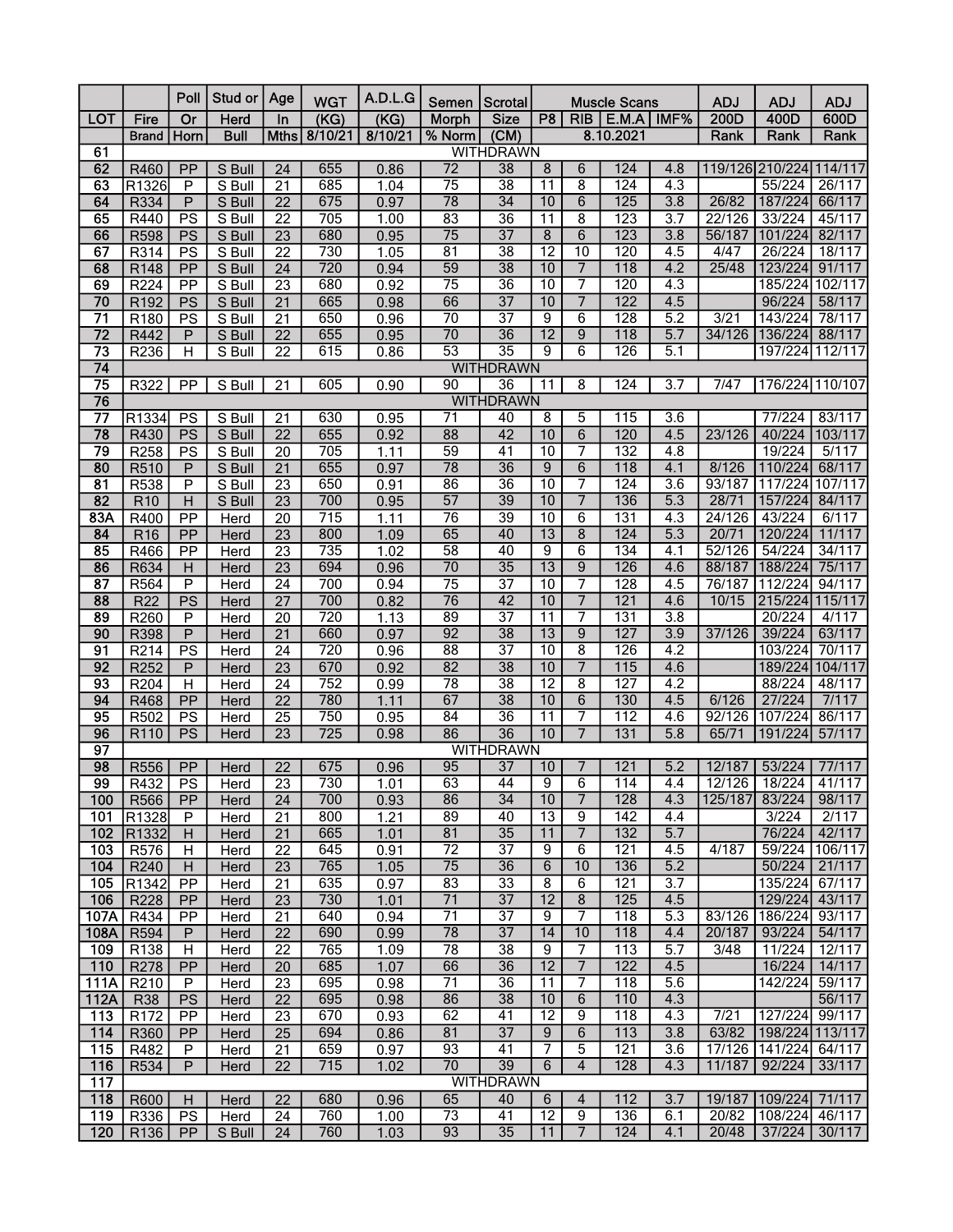| LOT | Fire | Poll Or | Stud or Herd | Age In | WGT (KG) | A.D.L.G (KG) | Semen Morph | Scrotal Size | Muscle Scans | | | | ADJ 200D | ADJ 400D | ADJ 600D |
|---|---|---|---|---|---|---|---|---|---|---|---|---|---|---|---|
| | Brand | Horn | Bull | Mths | 8/10/21 | 8/10/21 | % Norm | (CM) | P8 | RIB | E.M.A | IMF% | Rank | Rank | Rank |
| | | | | | | | | | 8.10.2021 | | | | | | |
| 61 | WITHDRAWN | | | | | | | | | | | | | | |
| 62 | R460 | PP | S Bull | 24 | 655 | 0.86 | 72 | 38 | 8 | 6 | 124 | 4.8 | 119/126 | 210/224 | 114/117 |
| 63 | R1326 | P | S Bull | 21 | 685 | 1.04 | 75 | 38 | 11 | 8 | 124 | 4.3 | | 55/224 | 26/117 |
| 64 | R334 | P | S Bull | 22 | 675 | 0.97 | 78 | 34 | 10 | 6 | 125 | 3.8 | 26/82 | 187/224 | 66/117 |
| 65 | R440 | PS | S Bull | 22 | 705 | 1.00 | 83 | 36 | 11 | 8 | 123 | 3.7 | 22/126 | 33/224 | 45/117 |
| 66 | R598 | PS | S Bull | 23 | 680 | 0.95 | 75 | 37 | 8 | 6 | 123 | 3.8 | 56/187 | 101/224 | 82/117 |
| 67 | R314 | PS | S Bull | 22 | 730 | 1.05 | 81 | 38 | 12 | 10 | 120 | 4.5 | 4/47 | 26/224 | 18/117 |
| 68 | R148 | PP | S Bull | 24 | 720 | 0.94 | 59 | 38 | 10 | 7 | 118 | 4.2 | 25/48 | 123/224 | 91/117 |
| 69 | R224 | PP | S Bull | 23 | 680 | 0.92 | 75 | 36 | 10 | 7 | 120 | 4.3 | | 185/224 | 102/117 |
| 70 | R192 | PS | S Bull | 21 | 665 | 0.98 | 66 | 37 | 10 | 7 | 122 | 4.5 | | 96/224 | 58/117 |
| 71 | R180 | PS | S Bull | 21 | 650 | 0.96 | 70 | 37 | 9 | 6 | 128 | 5.2 | 3/21 | 143/224 | 78/117 |
| 72 | R442 | P | S Bull | 22 | 655 | 0.95 | 70 | 36 | 12 | 9 | 118 | 5.7 | 34/126 | 136/224 | 88/117 |
| 73 | R236 | H | S Bull | 22 | 615 | 0.86 | 53 | 35 | 9 | 6 | 126 | 5.1 | | 197/224 | 112/117 |
| 74 | WITHDRAWN | | | | | | | | | | | | | | |
| 75 | R322 | PP | S Bull | 21 | 605 | 0.90 | 90 | 36 | 11 | 8 | 124 | 3.7 | 7/47 | 176/224 | 110/107 |
| 76 | WITHDRAWN | | | | | | | | | | | | | | |
| 77 | R1334 | PS | S Bull | 21 | 630 | 0.95 | 71 | 40 | 8 | 5 | 115 | 3.6 | | 77/224 | 83/117 |
| 78 | R430 | PS | S Bull | 22 | 655 | 0.92 | 88 | 42 | 10 | 6 | 120 | 4.5 | 23/126 | 40/224 | 103/117 |
| 79 | R258 | PS | S Bull | 20 | 705 | 1.11 | 59 | 41 | 10 | 7 | 132 | 4.8 | | 19/224 | 5/117 |
| 80 | R510 | P | S Bull | 21 | 655 | 0.97 | 78 | 36 | 9 | 6 | 118 | 4.1 | 8/126 | 110/224 | 68/117 |
| 81 | R538 | P | S Bull | 23 | 650 | 0.91 | 86 | 36 | 10 | 7 | 124 | 3.6 | 93/187 | 117/224 | 107/117 |
| 82 | R10 | H | S Bull | 23 | 700 | 0.95 | 57 | 39 | 10 | 7 | 136 | 5.3 | 28/71 | 157/224 | 84/117 |
| 83A | R400 | PP | Herd | 20 | 715 | 1.11 | 76 | 39 | 10 | 6 | 131 | 4.3 | 24/126 | 43/224 | 6/117 |
| 84 | R16 | PP | Herd | 23 | 800 | 1.09 | 65 | 40 | 13 | 8 | 124 | 5.3 | 20/71 | 120/224 | 11/117 |
| 85 | R466 | PP | Herd | 23 | 735 | 1.02 | 58 | 40 | 9 | 6 | 134 | 4.1 | 52/126 | 54/224 | 34/117 |
| 86 | R634 | H | Herd | 23 | 694 | 0.96 | 70 | 35 | 13 | 9 | 126 | 4.6 | 88/187 | 188/224 | 75/117 |
| 87 | R564 | P | Herd | 24 | 700 | 0.94 | 75 | 37 | 10 | 7 | 128 | 4.5 | 76/187 | 112/224 | 94/117 |
| 88 | R22 | PS | Herd | 27 | 700 | 0.82 | 76 | 42 | 10 | 7 | 121 | 4.6 | 10/15 | 215/224 | 115/117 |
| 89 | R260 | P | Herd | 20 | 720 | 1.13 | 89 | 37 | 11 | 7 | 131 | 3.8 | | 20/224 | 4/117 |
| 90 | R398 | P | Herd | 21 | 660 | 0.97 | 92 | 38 | 13 | 9 | 127 | 3.9 | 37/126 | 39/224 | 63/117 |
| 91 | R214 | PS | Herd | 24 | 720 | 0.96 | 88 | 37 | 10 | 8 | 126 | 4.2 | | 103/224 | 70/117 |
| 92 | R252 | P | Herd | 23 | 670 | 0.92 | 82 | 38 | 10 | 7 | 115 | 4.6 | | 189/224 | 104/117 |
| 93 | R204 | H | Herd | 24 | 752 | 0.99 | 78 | 38 | 12 | 8 | 127 | 4.2 | | 88/224 | 48/117 |
| 94 | R468 | PP | Herd | 22 | 780 | 1.11 | 67 | 38 | 10 | 6 | 130 | 4.5 | 6/126 | 27/224 | 7/117 |
| 95 | R502 | PS | Herd | 25 | 750 | 0.95 | 84 | 36 | 11 | 7 | 112 | 4.6 | 92/126 | 107/224 | 86/117 |
| 96 | R110 | PS | Herd | 23 | 725 | 0.98 | 86 | 36 | 10 | 7 | 131 | 5.8 | 65/71 | 191/224 | 57/117 |
| 97 | WITHDRAWN | | | | | | | | | | | | | | |
| 98 | R556 | PP | Herd | 22 | 675 | 0.96 | 95 | 37 | 10 | 7 | 121 | 5.2 | 12/187 | 53/224 | 77/117 |
| 99 | R432 | PS | Herd | 23 | 730 | 1.01 | 63 | 44 | 9 | 6 | 114 | 4.4 | 12/126 | 18/224 | 41/117 |
| 100 | R566 | PP | Herd | 24 | 700 | 0.93 | 86 | 34 | 10 | 7 | 128 | 4.3 | 125/187 | 83/224 | 98/117 |
| 101 | R1328 | P | Herd | 21 | 800 | 1.21 | 89 | 40 | 13 | 9 | 142 | 4.4 | | 3/224 | 2/117 |
| 102 | R1332 | H | Herd | 21 | 665 | 1.01 | 81 | 35 | 11 | 7 | 132 | 5.7 | | 76/224 | 42/117 |
| 103 | R576 | H | Herd | 22 | 645 | 0.91 | 72 | 37 | 9 | 6 | 121 | 4.5 | 4/187 | 59/224 | 106/117 |
| 104 | R240 | H | Herd | 23 | 765 | 1.05 | 75 | 36 | 6 | 10 | 136 | 5.2 | | 50/224 | 21/117 |
| 105 | R1342 | PP | Herd | 21 | 635 | 0.97 | 83 | 33 | 8 | 6 | 121 | 3.7 | | 135/224 | 67/117 |
| 106 | R228 | PP | Herd | 23 | 730 | 1.01 | 71 | 37 | 12 | 8 | 125 | 4.5 | | 129/224 | 43/117 |
| 107A | R434 | PP | Herd | 21 | 640 | 0.94 | 71 | 37 | 9 | 7 | 118 | 5.3 | 83/126 | 186/224 | 93/117 |
| 108A | R594 | P | Herd | 22 | 690 | 0.99 | 78 | 37 | 14 | 10 | 118 | 4.4 | 20/187 | 93/224 | 54/117 |
| 109 | R138 | H | Herd | 22 | 765 | 1.09 | 78 | 38 | 9 | 7 | 113 | 5.7 | 3/48 | 11/224 | 12/117 |
| 110 | R278 | PP | Herd | 20 | 685 | 1.07 | 66 | 36 | 12 | 7 | 122 | 4.5 | | 16/224 | 14/117 |
| 111A | R210 | P | Herd | 23 | 695 | 0.98 | 71 | 36 | 11 | 7 | 118 | 5.6 | | 142/224 | 59/117 |
| 112A | R38 | PS | Herd | 22 | 695 | 0.98 | 86 | 38 | 10 | 6 | 110 | 4.3 | | | 56/117 |
| 113 | R172 | PP | Herd | 23 | 670 | 0.93 | 62 | 41 | 12 | 9 | 118 | 4.3 | 7/21 | 127/224 | 99/117 |
| 114 | R360 | PP | Herd | 25 | 694 | 0.86 | 81 | 37 | 9 | 6 | 113 | 3.8 | 63/82 | 198/224 | 113/117 |
| 115 | R482 | P | Herd | 21 | 659 | 0.97 | 93 | 41 | 7 | 5 | 121 | 3.6 | 17/126 | 141/224 | 64/117 |
| 116 | R534 | P | Herd | 22 | 715 | 1.02 | 70 | 39 | 6 | 4 | 128 | 4.3 | 11/187 | 92/224 | 33/117 |
| 117 | WITHDRAWN | | | | | | | | | | | | | | |
| 118 | R600 | H | Herd | 22 | 680 | 0.96 | 65 | 40 | 6 | 4 | 112 | 3.7 | 19/187 | 109/224 | 71/117 |
| 119 | R336 | PS | Herd | 24 | 760 | 1.00 | 73 | 41 | 12 | 9 | 136 | 6.1 | 20/82 | 108/224 | 46/117 |
| 120 | R136 | PP | S Bull | 24 | 760 | 1.03 | 93 | 35 | 11 | 7 | 124 | 4.1 | 20/48 | 37/224 | 30/117 |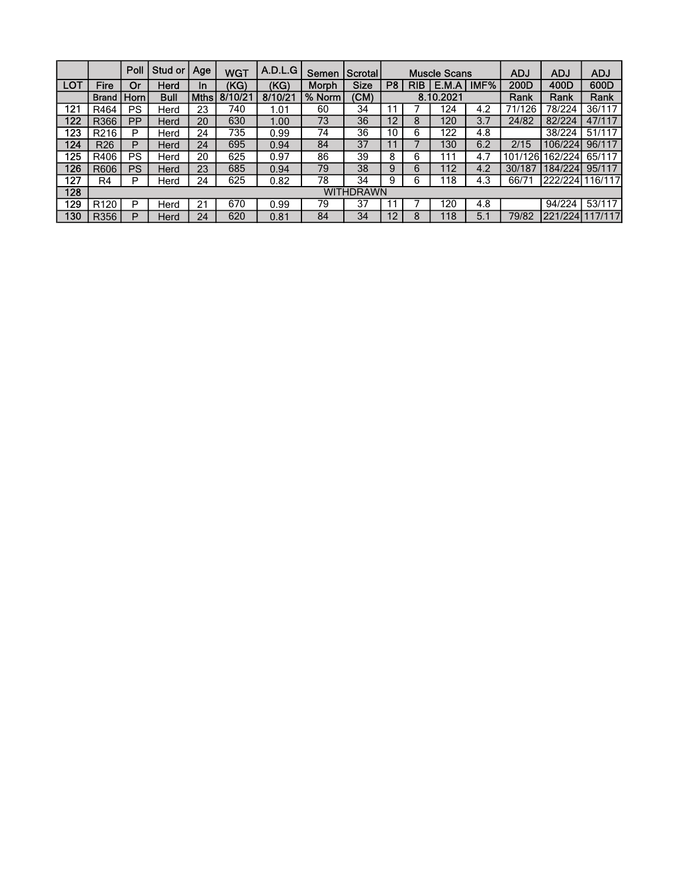| LOT | Fire Brand | Poll Or Horn | Stud or Herd Bull | Age In Mths | WGT (KG) 8/10/21 | A.D.L.G (KG) 8/10/21 | Semen Morph % Norm | Scrotal Size (CM) | Muscle Scans 8.10.2021 P8 | RIB | E.M.A | IMF% | ADJ 200D Rank | ADJ 400D Rank | ADJ 600D Rank |
|---|---|---|---|---|---|---|---|---|---|---|---|---|---|---|---|
| 121 | R464 | PS | Herd | 23 | 740 | 1.01 | 60 | 34 | 11 | 7 | 124 | 4.2 | 71/126 | 78/224 | 36/117 |
| 122 | R366 | PP | Herd | 20 | 630 | 1.00 | 73 | 36 | 12 | 8 | 120 | 3.7 | 24/82 | 82/224 | 47/117 |
| 123 | R216 | P | Herd | 24 | 735 | 0.99 | 74 | 36 | 10 | 6 | 122 | 4.8 | | 38/224 | 51/117 |
| 124 | R26 | P | Herd | 24 | 695 | 0.94 | 84 | 37 | 11 | 7 | 130 | 6.2 | 2/15 | 106/224 | 96/117 |
| 125 | R406 | PS | Herd | 20 | 625 | 0.97 | 86 | 39 | 8 | 6 | 111 | 4.7 | 101/126 | 162/224 | 65/117 |
| 126 | R606 | PS | Herd | 23 | 685 | 0.94 | 79 | 38 | 9 | 6 | 112 | 4.2 | 30/187 | 184/224 | 95/117 |
| 127 | R4 | P | Herd | 24 | 625 | 0.82 | 78 | 34 | 9 | 6 | 118 | 4.3 | 66/71 | 222/224 | 116/117 |
| 128 | WITHDRAWN | | | | | | | | | | | | | | |
| 129 | R120 | P | Herd | 21 | 670 | 0.99 | 79 | 37 | 11 | 7 | 120 | 4.8 | | 94/224 | 53/117 |
| 130 | R356 | P | Herd | 24 | 620 | 0.81 | 84 | 34 | 12 | 8 | 118 | 5.1 | 79/82 | 221/224 | 117/117 |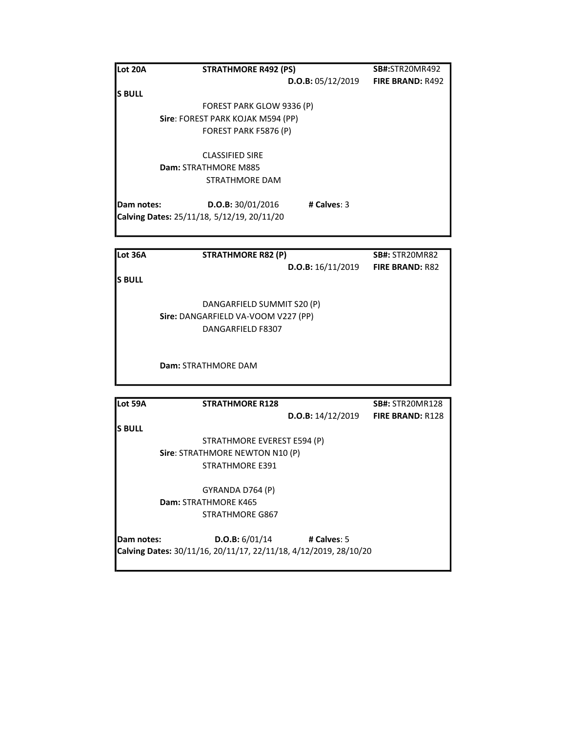**Lot 20A** **STRATHMORE R492 (PS)** **SB#:**STR20MR492

**D.O.B:** 05/12/2019 **FIRE BRAND:** R492

**S BULL**

FOREST PARK GLOW 9336 (P)

**Sire**: FOREST PARK KOJAK M594 (PP)

FOREST PARK F5876 (P)

CLASSIFIED SIRE

**Dam:** STRATHMORE M885

STRATHMORE DAM

**Dam notes:** **D.O.B:** 30/01/2016 **# Calves**: 3

**Calving Dates:** 25/11/18, 5/12/19, 20/11/20

---

**Lot 36A** **STRATHMORE R82 (P)** **SB#:** STR20MR82

**D.O.B:** 16/11/2019 **FIRE BRAND:** R82

**S BULL**

DANGARFIELD SUMMIT S20 (P)

**Sire:** DANGARFIELD VA-VOOM V227 (PP)

DANGARFIELD F8307

**Dam:** STRATHMORE DAM

---

**Lot 59A** **STRATHMORE R128** **SB#:** STR20MR128

**D.O.B:** 14/12/2019 **FIRE BRAND:** R128

**S BULL**

STRATHMORE EVEREST E594 (P)

**Sire**: STRATHMORE NEWTON N10 (P)

STRATHMORE E391

GYRANDA D764 (P)

**Dam:** STRATHMORE K465

STRATHMORE G867

**Dam notes:** **D.O.B:** 6/01/14 **# Calves**: 5

**Calving Dates:** 30/11/16, 20/11/17, 22/11/18, 4/12/2019, 28/10/20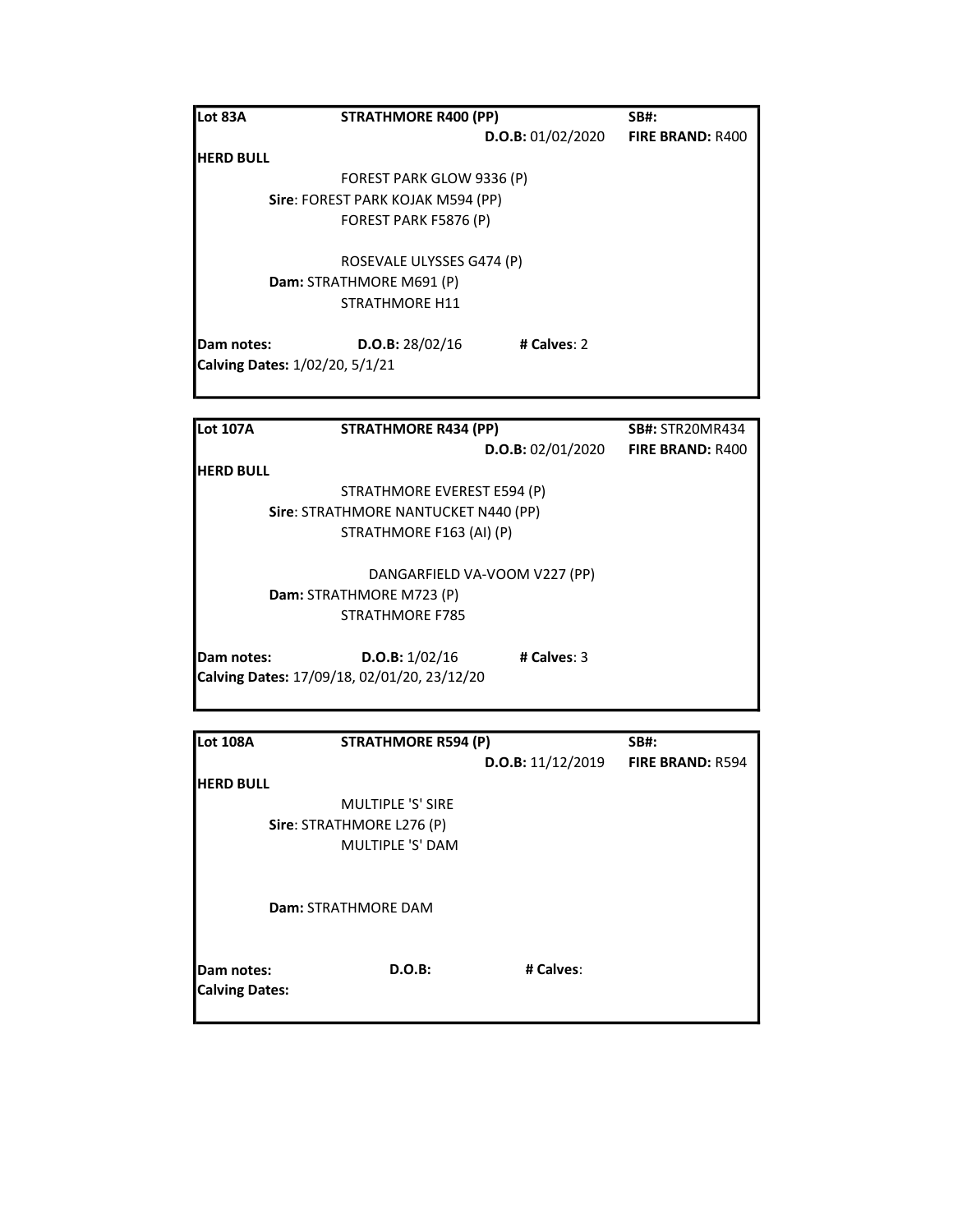**Lot 83A** **STRATHMORE R400 (PP)** **SB#:**

**D.O.B:** 01/02/2020 **FIRE BRAND:** R400

**HERD BULL**

FOREST PARK GLOW 9336 (P)

**Sire**: FOREST PARK KOJAK M594 (PP)

FOREST PARK F5876 (P)

ROSEVALE ULYSSES G474 (P)

**Dam:** STRATHMORE M691 (P)

STRATHMORE H11

**Dam notes:** **D.O.B:** 28/02/16 **# Calves**: 2

**Calving Dates:** 1/02/20, 5/1/21

---

**Lot 107A** **STRATHMORE R434 (PP)** **SB#:** STR20MR434

**D.O.B:** 02/01/2020 **FIRE BRAND:** R400

**HERD BULL**

STRATHMORE EVEREST E594 (P)

**Sire**: STRATHMORE NANTUCKET N440 (PP)

STRATHMORE F163 (AI) (P)

DANGARFIELD VA-VOOM V227 (PP)

**Dam:** STRATHMORE M723 (P)

STRATHMORE F785

**Dam notes:** **D.O.B:** 1/02/16 **# Calves**: 3

**Calving Dates:** 17/09/18, 02/01/20, 23/12/20

---

**Lot 108A** **STRATHMORE R594 (P)** **SB#:**

**D.O.B:** 11/12/2019 **FIRE BRAND:** R594

**HERD BULL**

MULTIPLE 'S' SIRE

**Sire**: STRATHMORE L276 (P)

MULTIPLE 'S' DAM

**Dam:** STRATHMORE DAM

**Dam notes:** **D.O.B:** **# Calves**:

**Calving Dates:**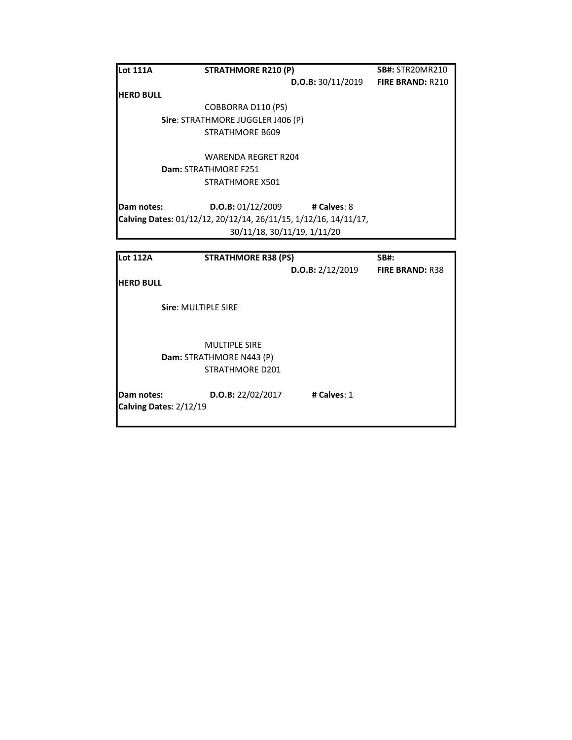**Lot 111A** **STRATHMORE R210 (P)** **SB#:** STR20MR210

**D.O.B:** 30/11/2019 **FIRE BRAND:** R210

**HERD BULL**

COBBORRA D110 (PS)

**Sire**: STRATHMORE JUGGLER J406 (P)

STRATHMORE B609

WARENDA REGRET R204

**Dam:** STRATHMORE F251

STRATHMORE X501

**Dam notes:** **D.O.B:** 01/12/2009 **# Calves**: 8

**Calving Dates:** 01/12/12, 20/12/14, 26/11/15, 1/12/16, 14/11/17, 30/11/18, 30/11/19, 1/11/20

---

**Lot 112A** **STRATHMORE R38 (PS)** **SB#:**

**D.O.B:** 2/12/2019 **FIRE BRAND:** R38

**HERD BULL**

**Sire**: MULTIPLE SIRE

MULTIPLE SIRE

**Dam:** STRATHMORE N443 (P)

STRATHMORE D201

**Dam notes:** **D.O.B:** 22/02/2017 **# Calves**: 1

**Calving Dates:** 2/12/19